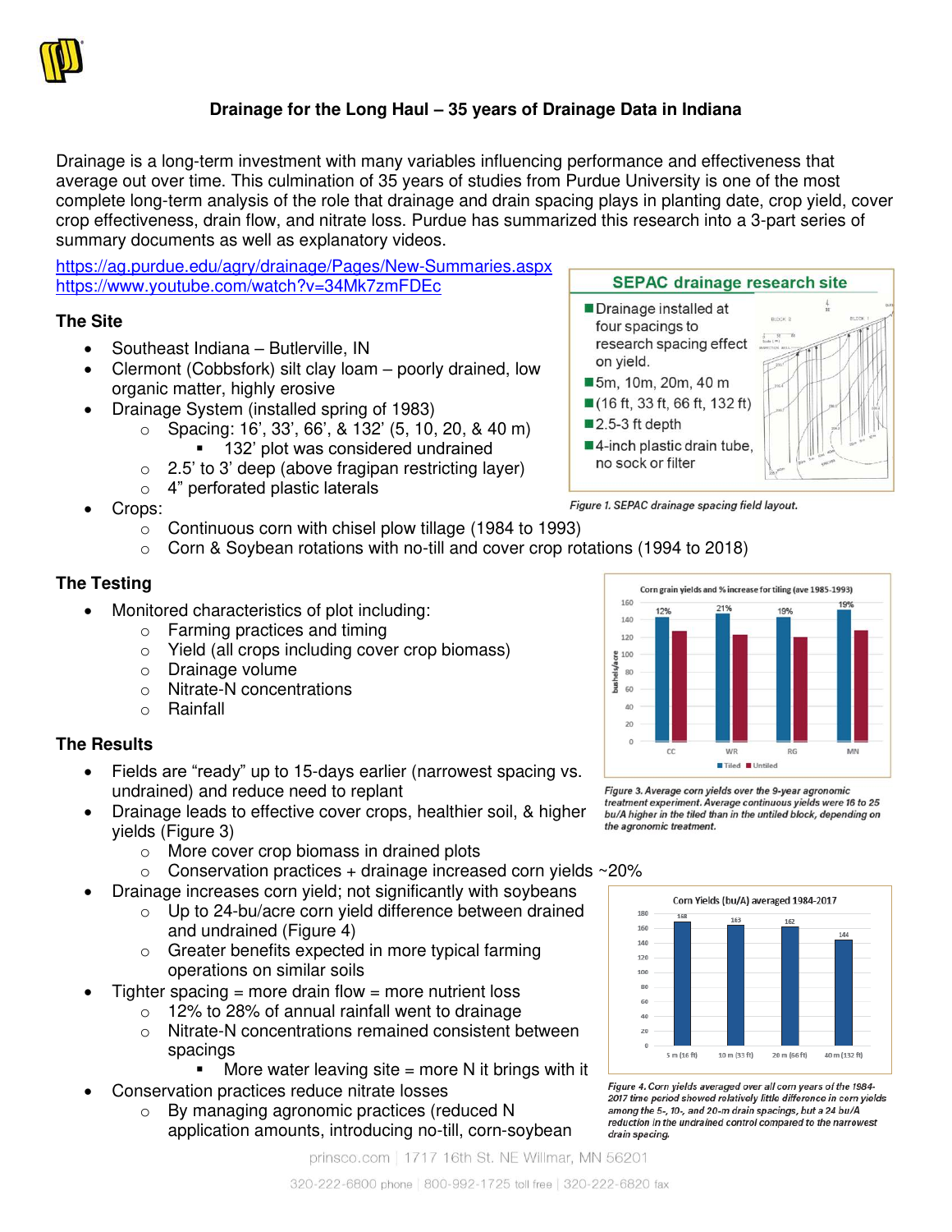# Drainage for the Long Haul – 35 years of Drainage Data in Indiana

Drainage is a long-term investment with many variables influencing performance and effectiveness that average out over time. This culmination of 35 years of studies from Purdue University is one of the most complete long-term analysis of the role that drainage and drain spacing plays in planting date, crop yield, cover crop effectiveness, drain flow, and nitrate loss. Purdue has summarized this research into a 3-part series of summary documents as well as explanatory videos.

https://ag.purdue.edu/agry/drainage/Pages/New-Summaries.aspx
https://www.youtube.com/watch?v=34Mk7zmFDEc

## The Site

- Southeast Indiana – Butlerville, IN
- Clermont (Cobbsfork) silt clay loam – poorly drained, low organic matter, highly erosive
- Drainage System (installed spring of 1983)
  - Spacing: 16', 33', 66', & 132' (5, 10, 20, & 40 m)
    - 132' plot was considered undrained
  - 2.5' to 3' deep (above fragipan restricting layer)
  - 4" perforated plastic laterals
- Crops:
  - Continuous corn with chisel plow tillage (1984 to 1993)
  - Corn & Soybean rotations with no-till and cover crop rotations (1994 to 2018)

**SEPAC drainage research site**

- Drainage installed at four spacings to research spacing effect on yield.
- 5m, 10m, 20m, 40 m
- (16 ft, 33 ft, 66 ft, 132 ft)
- 2.5-3 ft depth
- 4-inch plastic drain tube, no sock or filter

*Figure 1. SEPAC drainage spacing field layout.*

## The Testing

- Monitored characteristics of plot including:
  - Farming practices and timing
  - Yield (all crops including cover crop biomass)
  - Drainage volume
  - Nitrate-N concentrations
  - Rainfall

## The Results

- Fields are "ready" up to 15-days earlier (narrowest spacing vs. undrained) and reduce need to replant
- Drainage leads to effective cover crops, healthier soil, & higher yields (Figure 3)
  - More cover crop biomass in drained plots
  - Conservation practices + drainage increased corn yields ~20%
- Drainage increases corn yield; not significantly with soybeans
  - Up to 24-bu/acre corn yield difference between drained and undrained (Figure 4)
  - Greater benefits expected in more typical farming operations on similar soils
- Tighter spacing = more drain flow = more nutrient loss
  - 12% to 28% of annual rainfall went to drainage
  - Nitrate-N concentrations remained consistent between spacings
    - More water leaving site = more N it brings with it
- Conservation practices reduce nitrate losses
  - By managing agronomic practices (reduced N application amounts, introducing no-till, corn-soybean

Corn grain yields and % increase for tiling (ave 1985-1993)

| | CC | WR | RG | MN |
|---|---|---|---|---|
| % increase for tiling | 12% | 21% | 19% | 19% |

*Figure 3. Average corn yields over the 9-year agronomic treatment experiment. Average continuous yields were 16 to 25 bu/A higher in the tiled than in the untiled block, depending on the agronomic treatment.*

Corn Yields (bu/A) averaged 1984-2017

| 5 m (16 ft) | 10 m (33 ft) | 20 m (66 ft) | 40 m (132 ft) |
|---|---|---|---|
| 168 | 163 | 162 | 144 |

*Figure 4. Corn yields averaged over all corn years of the 1984-2017 time period showed relatively little difference in corn yields among the 5-, 10-, and 20-m drain spacings, but a 24 bu/A reduction in the undrained control compared to the narrowest drain spacing.*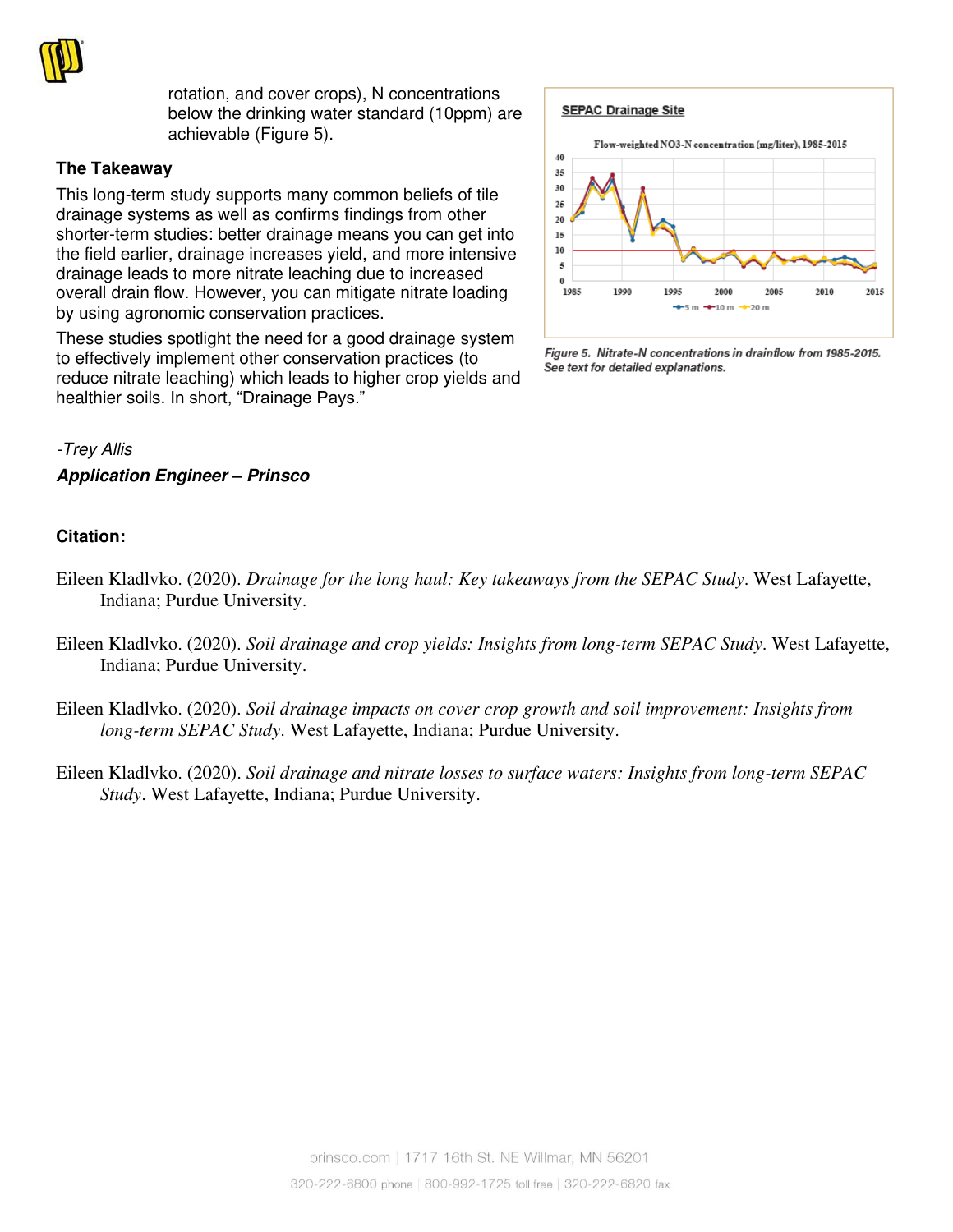rotation, and cover crops), N concentrations below the drinking water standard (10ppm) are achievable (Figure 5).

### The Takeaway

This long-term study supports many common beliefs of tile drainage systems as well as confirms findings from other shorter-term studies: better drainage means you can get into the field earlier, drainage increases yield, and more intensive drainage leads to more nitrate leaching due to increased overall drain flow. However, you can mitigate nitrate loading by using agronomic conservation practices.

These studies spotlight the need for a good drainage system to effectively implement other conservation practices (to reduce nitrate leaching) which leads to higher crop yields and healthier soils. In short, "Drainage Pays."

SEPAC Drainage Site

Flow-weighted NO3-N concentration (mg/liter), 1985-2015

40
35
30
25
20
15
10
5
0

1985 1990 1995 2000 2005 2010 2015

5 m 10 m 20 m

*Figure 5. Nitrate-N concentrations in drainflow from 1985-2015. See text for detailed explanations.*

*-Trey Allis*

***Application Engineer – Prinsco***

**Citation:**

Eileen Kladlvko. (2020). *Drainage for the long haul: Key takeaways from the SEPAC Study*. West Lafayette, Indiana; Purdue University.

Eileen Kladlvko. (2020). *Soil drainage and crop yields: Insights from long-term SEPAC Study*. West Lafayette, Indiana; Purdue University.

Eileen Kladlvko. (2020). *Soil drainage impacts on cover crop growth and soil improvement: Insights from long-term SEPAC Study*. West Lafayette, Indiana; Purdue University.

Eileen Kladlvko. (2020). *Soil drainage and nitrate losses to surface waters: Insights from long-term SEPAC Study*. West Lafayette, Indiana; Purdue University.